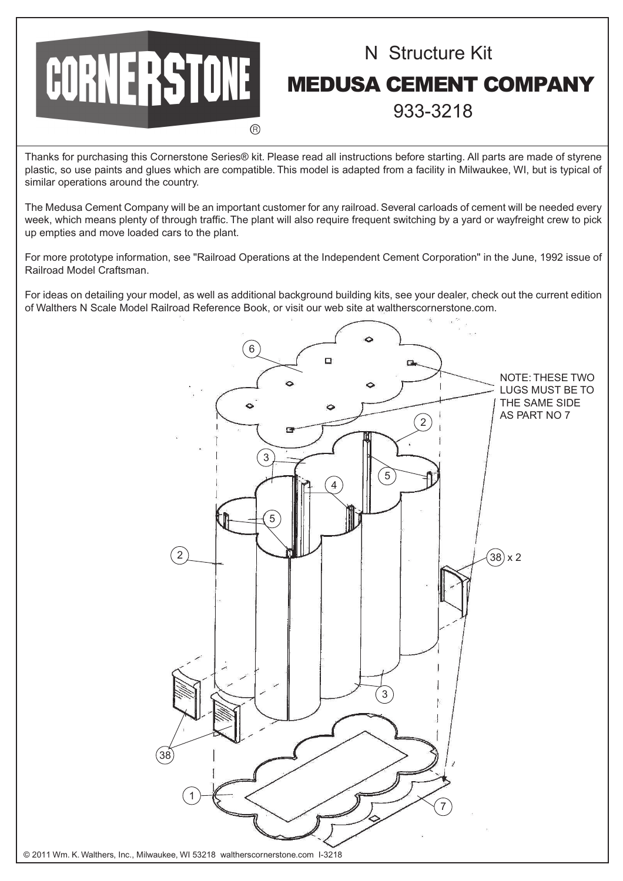# CORNERSTONE®

## N Structure Kit

# MEDUSA CEMENT COMPANY

933-3218

Thanks for purchasing this Cornerstone Series® kit. Please read all instructions before starting. All parts are made of styrene plastic, so use paints and glues which are compatible. This model is adapted from a facility in Milwaukee, WI, but is typical of similar operations around the country.

The Medusa Cement Company will be an important customer for any railroad. Several carloads of cement will be needed every week, which means plenty of through traffic. The plant will also require frequent switching by a yard or wayfreight crew to pick up empties and move loaded cars to the plant.

For more prototype information, see "Railroad Operations at the Independent Cement Corporation" in the June, 1992 issue of Railroad Model Craftsman.

For ideas on detailing your model, as well as additional background building kits, see your dealer, check out the current edition of Walthers N Scale Model Railroad Reference Book, or visit our web site at waltherscornerstone.com.

NOTE: THESE TWO LUGS MUST BE TO THE SAME SIDE AS PART NO 7

6, 2, 3, 5, 4, 5, 2, 38 x 2, 3, 38, 1, 7

© 2011 Wm. K. Walthers, Inc., Milwaukee, WI 53218 waltherscornerstone.com I-3218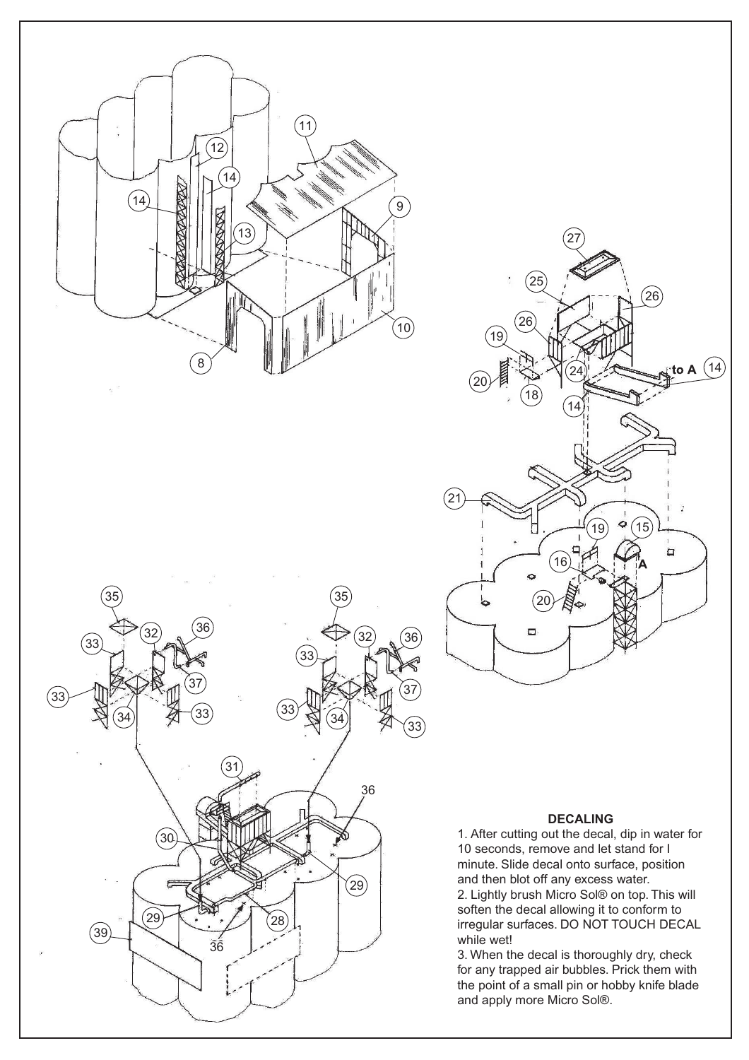**DECALING**

1. After cutting out the decal, dip in water for 10 seconds, remove and let stand for I minute. Slide decal onto surface, position and then blot off any excess water.
2. Lightly brush Micro Sol® on top. This will soften the decal allowing it to conform to irregular surfaces. DO NOT TOUCH DECAL while wet!
3. When the decal is thoroughly dry, check for any trapped air bubbles. Prick them with the point of a small pin or hobby knife blade and apply more Micro Sol®.